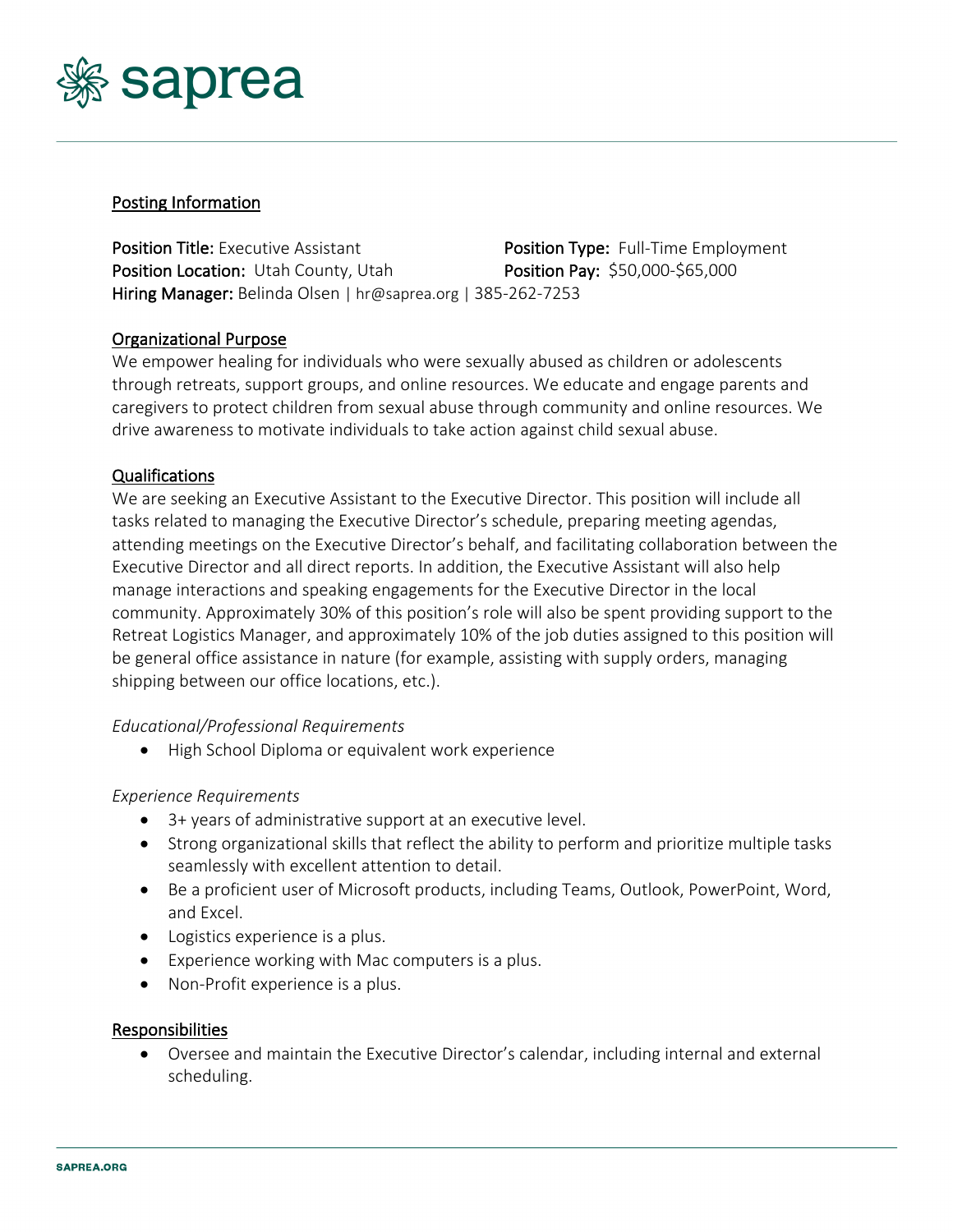saprea

## Posting Information

**Position Title:** Executive Assistant
**Position Type:** Full-Time Employment
**Position Location:** Utah County, Utah
**Position Pay:** $50,000-$65,000
**Hiring Manager:** Belinda Olsen | hr@saprea.org | 385-262-7253

## Organizational Purpose

We empower healing for individuals who were sexually abused as children or adolescents through retreats, support groups, and online resources. We educate and engage parents and caregivers to protect children from sexual abuse through community and online resources. We drive awareness to motivate individuals to take action against child sexual abuse.

## Qualifications

We are seeking an Executive Assistant to the Executive Director. This position will include all tasks related to managing the Executive Director's schedule, preparing meeting agendas, attending meetings on the Executive Director's behalf, and facilitating collaboration between the Executive Director and all direct reports. In addition, the Executive Assistant will also help manage interactions and speaking engagements for the Executive Director in the local community. Approximately 30% of this position's role will also be spent providing support to the Retreat Logistics Manager, and approximately 10% of the job duties assigned to this position will be general office assistance in nature (for example, assisting with supply orders, managing shipping between our office locations, etc.).

*Educational/Professional Requirements*

- High School Diploma or equivalent work experience

*Experience Requirements*

- 3+ years of administrative support at an executive level.
- Strong organizational skills that reflect the ability to perform and prioritize multiple tasks seamlessly with excellent attention to detail.
- Be a proficient user of Microsoft products, including Teams, Outlook, PowerPoint, Word, and Excel.
- Logistics experience is a plus.
- Experience working with Mac computers is a plus.
- Non-Profit experience is a plus.

## Responsibilities

- Oversee and maintain the Executive Director's calendar, including internal and external scheduling.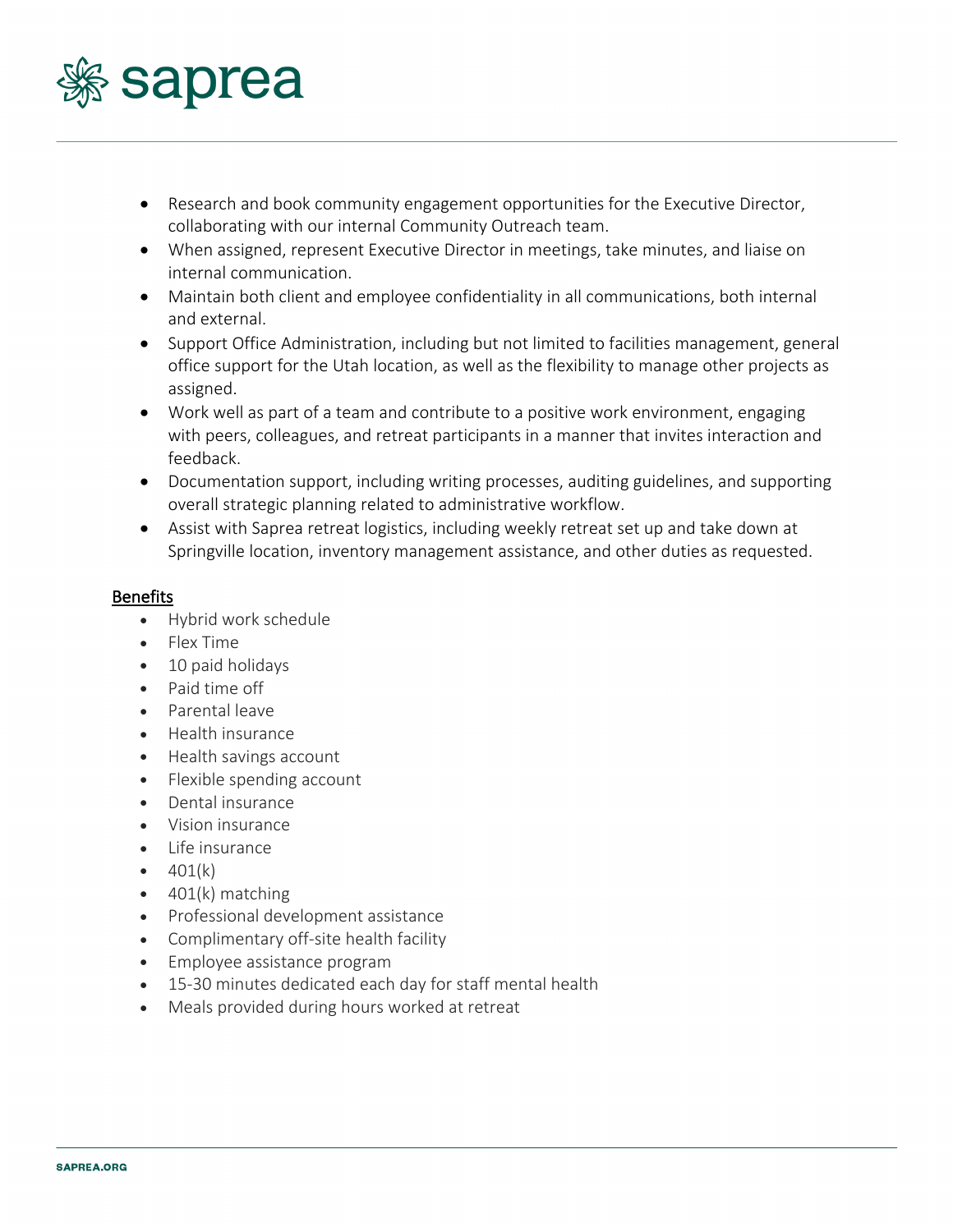- Research and book community engagement opportunities for the Executive Director, collaborating with our internal Community Outreach team.
- When assigned, represent Executive Director in meetings, take minutes, and liaise on internal communication.
- Maintain both client and employee confidentiality in all communications, both internal and external.
- Support Office Administration, including but not limited to facilities management, general office support for the Utah location, as well as the flexibility to manage other projects as assigned.
- Work well as part of a team and contribute to a positive work environment, engaging with peers, colleagues, and retreat participants in a manner that invites interaction and feedback.
- Documentation support, including writing processes, auditing guidelines, and supporting overall strategic planning related to administrative workflow.
- Assist with Saprea retreat logistics, including weekly retreat set up and take down at Springville location, inventory management assistance, and other duties as requested.

## Benefits

- Hybrid work schedule
- Flex Time
- 10 paid holidays
- Paid time off
- Parental leave
- Health insurance
- Health savings account
- Flexible spending account
- Dental insurance
- Vision insurance
- Life insurance
- 401(k)
- 401(k) matching
- Professional development assistance
- Complimentary off-site health facility
- Employee assistance program
- 15-30 minutes dedicated each day for staff mental health
- Meals provided during hours worked at retreat